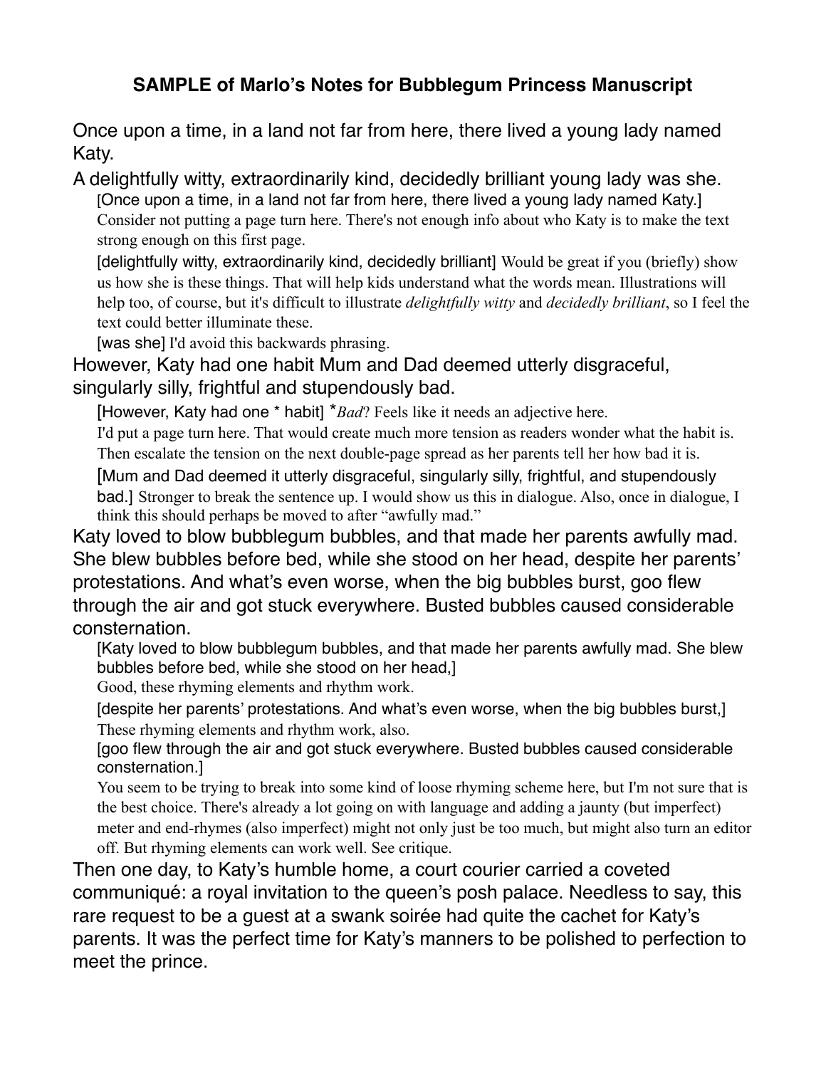**SAMPLE of Marlo's Notes for Bubblegum Princess Manuscript**

Once upon a time, in a land not far from here, there lived a young lady named Katy.

A delightfully witty, extraordinarily kind, decidedly brilliant young lady was she.

> [Once upon a time, in a land not far from here, there lived a young lady named Katy.] Consider not putting a page turn here. There's not enough info about who Katy is to make the text strong enough on this first page.
>
> [delightfully witty, extraordinarily kind, decidedly brilliant] Would be great if you (briefly) show us how she is these things. That will help kids understand what the words mean. Illustrations will help too, of course, but it's difficult to illustrate *delightfully witty* and *decidedly brilliant*, so I feel the text could better illuminate these.
>
> [was she] I'd avoid this backwards phrasing.

However, Katy had one habit Mum and Dad deemed utterly disgraceful, singularly silly, frightful and stupendously bad.

> [However, Katy had one * habit] **Bad*? Feels like it needs an adjective here.
>
> I'd put a page turn here. That would create much more tension as readers wonder what the habit is. Then escalate the tension on the next double-page spread as her parents tell her how bad it is.
>
> [Mum and Dad deemed it utterly disgraceful, singularly silly, frightful, and stupendously bad.] Stronger to break the sentence up. I would show us this in dialogue. Also, once in dialogue, I think this should perhaps be moved to after "awfully mad."

Katy loved to blow bubblegum bubbles, and that made her parents awfully mad. She blew bubbles before bed, while she stood on her head, despite her parents' protestations. And what's even worse, when the big bubbles burst, goo flew through the air and got stuck everywhere. Busted bubbles caused considerable consternation.

> [Katy loved to blow bubblegum bubbles, and that made her parents awfully mad. She blew bubbles before bed, while she stood on her head,]
>
> Good, these rhyming elements and rhythm work.
>
> [despite her parents' protestations. And what's even worse, when the big bubbles burst,] These rhyming elements and rhythm work, also.
>
> [goo flew through the air and got stuck everywhere. Busted bubbles caused considerable consternation.]
>
> You seem to be trying to break into some kind of loose rhyming scheme here, but I'm not sure that is the best choice. There's already a lot going on with language and adding a jaunty (but imperfect) meter and end-rhymes (also imperfect) might not only just be too much, but might also turn an editor off. But rhyming elements can work well. See critique.

Then one day, to Katy's humble home, a court courier carried a coveted communiqué: a royal invitation to the queen's posh palace. Needless to say, this rare request to be a guest at a swank soirée had quite the cachet for Katy's parents. It was the perfect time for Katy's manners to be polished to perfection to meet the prince.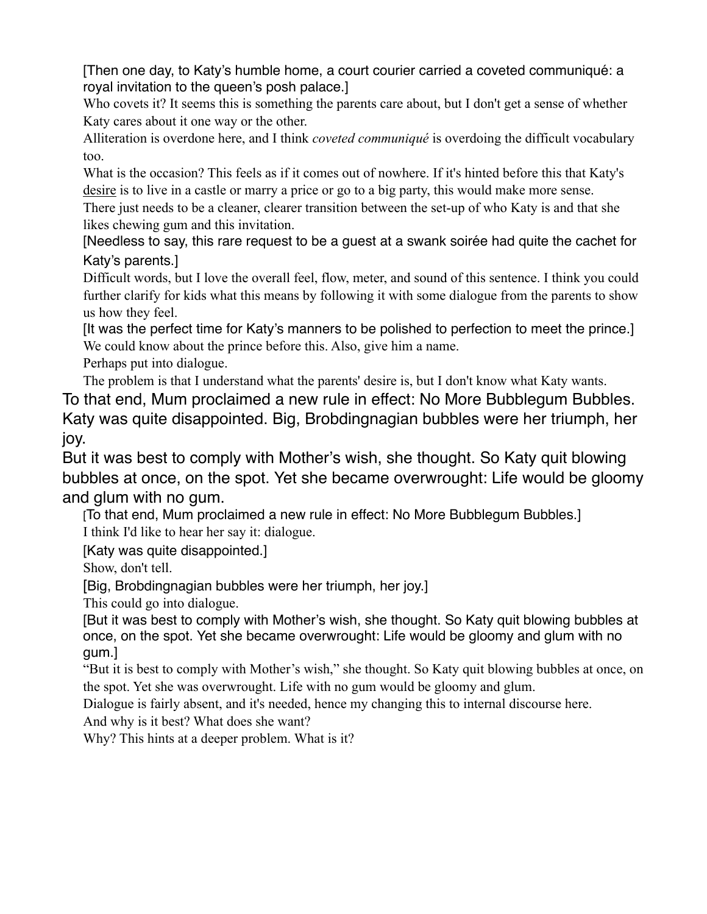[Then one day, to Katy's humble home, a court courier carried a coveted communiqué: a royal invitation to the queen's posh palace.]

Who covets it? It seems this is something the parents care about, but I don't get a sense of whether Katy cares about it one way or the other.

Alliteration is overdone here, and I think *coveted communiqué* is overdoing the difficult vocabulary too.

What is the occasion? This feels as if it comes out of nowhere. If it's hinted before this that Katy's desire is to live in a castle or marry a price or go to a big party, this would make more sense.

There just needs to be a cleaner, clearer transition between the set-up of who Katy is and that she likes chewing gum and this invitation.

[Needless to say, this rare request to be a guest at a swank soirée had quite the cachet for Katy's parents.]

Difficult words, but I love the overall feel, flow, meter, and sound of this sentence. I think you could further clarify for kids what this means by following it with some dialogue from the parents to show us how they feel.

[It was the perfect time for Katy's manners to be polished to perfection to meet the prince.]

We could know about the prince before this. Also, give him a name.

Perhaps put into dialogue.

The problem is that I understand what the parents' desire is, but I don't know what Katy wants.

To that end, Mum proclaimed a new rule in effect: No More Bubblegum Bubbles. Katy was quite disappointed. Big, Brobdingnagian bubbles were her triumph, her joy.

But it was best to comply with Mother's wish, she thought. So Katy quit blowing bubbles at once, on the spot. Yet she became overwrought: Life would be gloomy and glum with no gum.

[To that end, Mum proclaimed a new rule in effect: No More Bubblegum Bubbles.]

I think I'd like to hear her say it: dialogue.

[Katy was quite disappointed.]

Show, don't tell.

[Big, Brobdingnagian bubbles were her triumph, her joy.]

This could go into dialogue.

[But it was best to comply with Mother's wish, she thought. So Katy quit blowing bubbles at once, on the spot. Yet she became overwrought: Life would be gloomy and glum with no gum.]

"But it is best to comply with Mother's wish," she thought. So Katy quit blowing bubbles at once, on the spot. Yet she was overwrought. Life with no gum would be gloomy and glum.

Dialogue is fairly absent, and it's needed, hence my changing this to internal discourse here.

And why is it best? What does she want?

Why? This hints at a deeper problem. What is it?